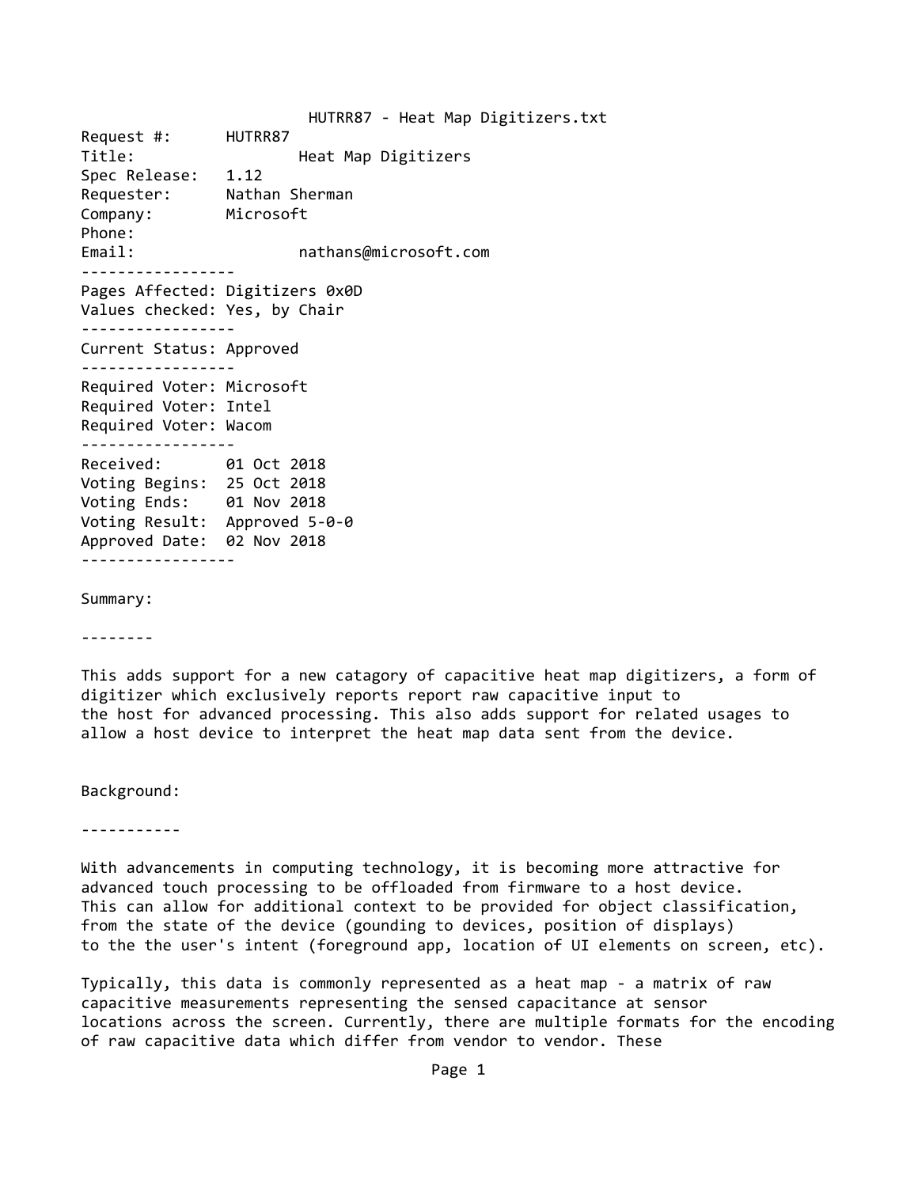HUTRR87 - Heat Map Digitizers.txt

```
Request #:      HUTRR87
Title:                  Heat Map Digitizers
Spec Release:   1.12
Requester:      Nathan Sherman
Company:        Microsoft
Phone:
Email:                  nathans@microsoft.com
-----------------
Pages Affected: Digitizers 0x0D
Values checked: Yes, by Chair
-----------------
Current Status: Approved
-----------------
Required Voter: Microsoft
Required Voter: Intel
Required Voter: Wacom
-----------------
Received:       01 Oct 2018
Voting Begins:  25 Oct 2018
Voting Ends:    01 Nov 2018
Voting Result:  Approved 5-0-0
Approved Date:  02 Nov 2018
-----------------
```

Summary:

--------

This adds support for a new catagory of capacitive heat map digitizers, a form of digitizer which exclusively reports report raw capacitive input to the host for advanced processing. This also adds support for related usages to allow a host device to interpret the heat map data sent from the device.

Background:

-----------

With advancements in computing technology, it is becoming more attractive for advanced touch processing to be offloaded from firmware to a host device. This can allow for additional context to be provided for object classification, from the state of the device (gounding to devices, position of displays) to the the user's intent (foreground app, location of UI elements on screen, etc).

Typically, this data is commonly represented as a heat map - a matrix of raw capacitive measurements representing the sensed capacitance at sensor locations across the screen. Currently, there are multiple formats for the encoding of raw capacitive data which differ from vendor to vendor. These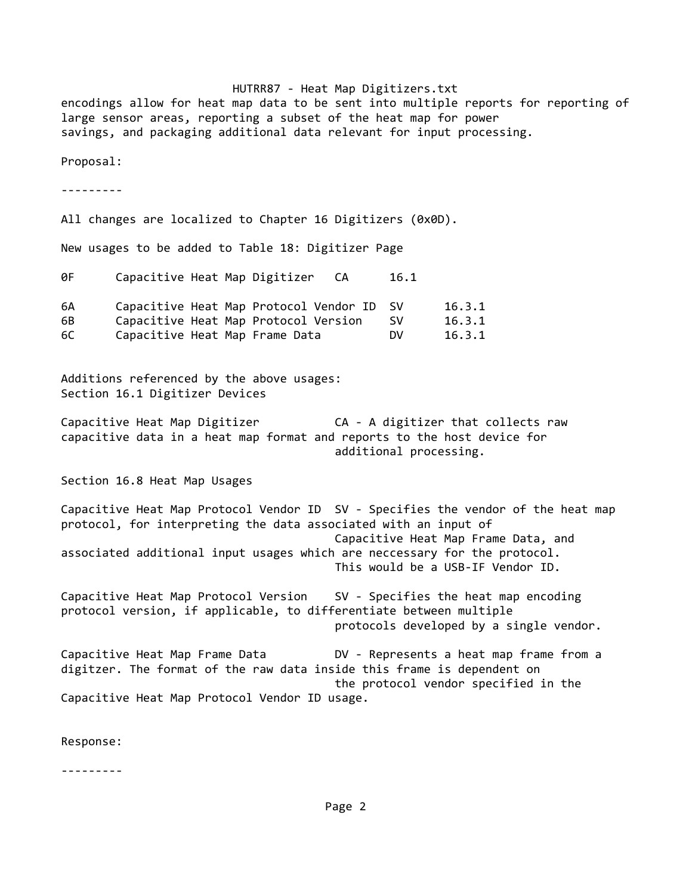encodings allow for heat map data to be sent into multiple reports for reporting of large sensor areas, reporting a subset of the heat map for power savings, and packaging additional data relevant for input processing.

Proposal:

---------

All changes are localized to Chapter 16 Digitizers (0x0D).

New usages to be added to Table 18: Digitizer Page

| | | | |
|---|---|---|---|
| 0F | Capacitive Heat Map Digitizer | CA | 16.1 |
| 6A | Capacitive Heat Map Protocol Vendor ID | SV | 16.3.1 |
| 6B | Capacitive Heat Map Protocol Version | SV | 16.3.1 |
| 6C | Capacitive Heat Map Frame Data | DV | 16.3.1 |

Additions referenced by the above usages:
Section 16.1 Digitizer Devices

Capacitive Heat Map Digitizer           CA - A digitizer that collects raw capacitive data in a heat map format and reports to the host device for additional processing.

Section 16.8 Heat Map Usages

Capacitive Heat Map Protocol Vendor ID  SV - Specifies the vendor of the heat map protocol, for interpreting the data associated with an input of Capacitive Heat Map Frame Data, and associated additional input usages which are neccessary for the protocol. This would be a USB-IF Vendor ID.

Capacitive Heat Map Protocol Version    SV - Specifies the heat map encoding protocol version, if applicable, to differentiate between multiple protocols developed by a single vendor.

Capacitive Heat Map Frame Data          DV - Represents a heat map frame from a digitzer. The format of the raw data inside this frame is dependent on the protocol vendor specified in the Capacitive Heat Map Protocol Vendor ID usage.

Response:

---------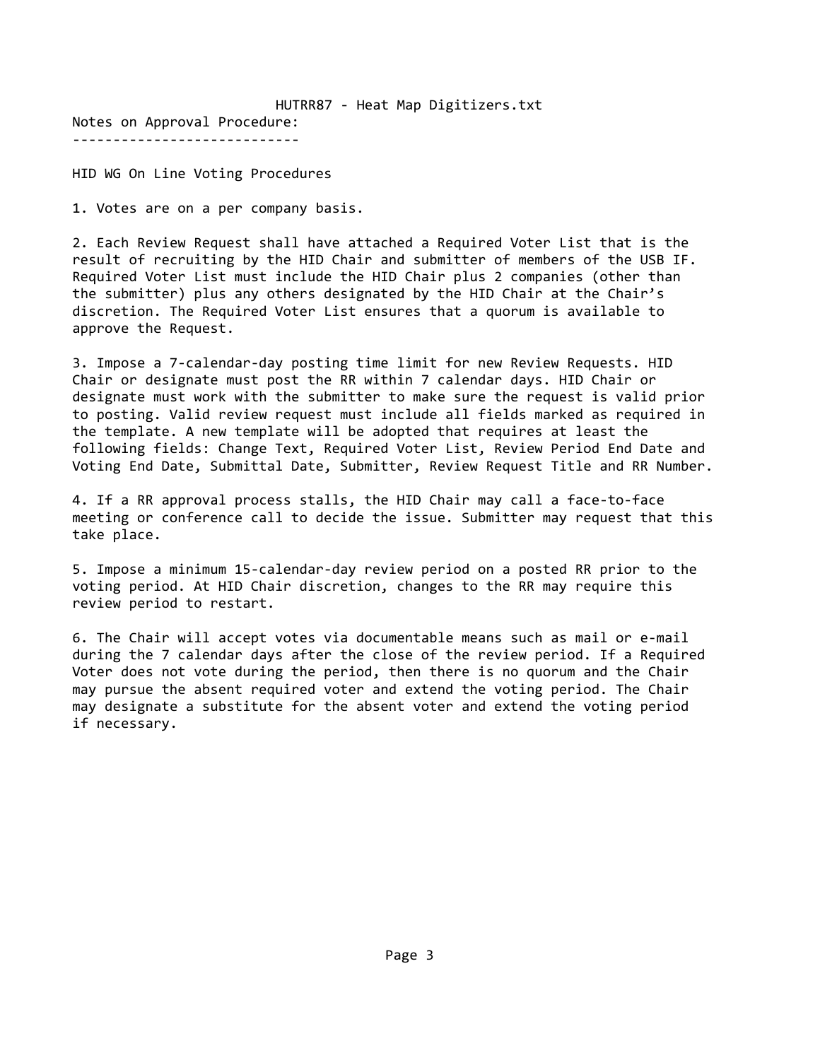Notes on Approval Procedure:
----------------------------

HID WG On Line Voting Procedures

1. Votes are on a per company basis.

2. Each Review Request shall have attached a Required Voter List that is the result of recruiting by the HID Chair and submitter of members of the USB IF. Required Voter List must include the HID Chair plus 2 companies (other than the submitter) plus any others designated by the HID Chair at the Chair's discretion. The Required Voter List ensures that a quorum is available to approve the Request.

3. Impose a 7-calendar-day posting time limit for new Review Requests. HID Chair or designate must post the RR within 7 calendar days. HID Chair or designate must work with the submitter to make sure the request is valid prior to posting. Valid review request must include all fields marked as required in the template. A new template will be adopted that requires at least the following fields: Change Text, Required Voter List, Review Period End Date and Voting End Date, Submittal Date, Submitter, Review Request Title and RR Number.

4. If a RR approval process stalls, the HID Chair may call a face-to-face meeting or conference call to decide the issue. Submitter may request that this take place.

5. Impose a minimum 15-calendar-day review period on a posted RR prior to the voting period. At HID Chair discretion, changes to the RR may require this review period to restart.

6. The Chair will accept votes via documentable means such as mail or e-mail during the 7 calendar days after the close of the review period. If a Required Voter does not vote during the period, then there is no quorum and the Chair may pursue the absent required voter and extend the voting period. The Chair may designate a substitute for the absent voter and extend the voting period if necessary.